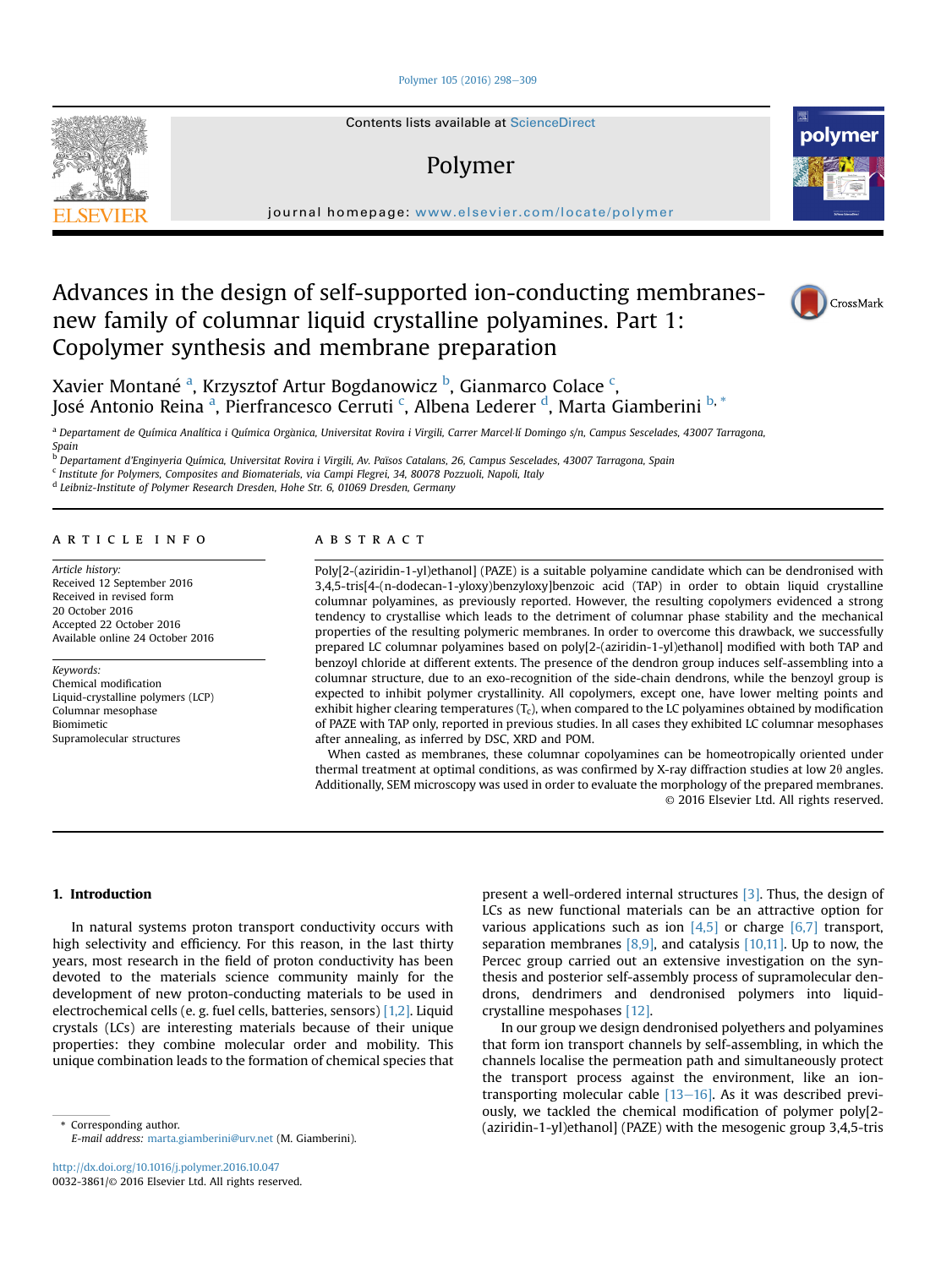# Advances in the design of self-supported ion-conducting membranes-new family of columnar liquid crystalline polyamines. Part 1: Copolymer synthesis and membrane preparation

Xavier Montané [a], Krzysztof Artur Bogdanowicz [b], Gianmarco Colace [c], José Antonio Reina [a], Pierfrancesco Cerruti [c], Albena Lederer [d], Marta Giamberini [b, *]

[a] Departament de Química Analítica i Química Orgànica, Universitat Rovira i Virgili, Carrer Marcel·lí Domingo s/n, Campus Sescelades, 43007 Tarragona, Spain

[b] Departament d'Enginyeria Química, Universitat Rovira i Virgili, Av. Països Catalans, 26, Campus Sescelades, 43007 Tarragona, Spain

[c] Institute for Polymers, Composites and Biomaterials, via Campi Flegrei, 34, 80078 Pozzuoli, Napoli, Italy

[d] Leibniz-Institute of Polymer Research Dresden, Hohe Str. 6, 01069 Dresden, Germany

## ARTICLE INFO

*Article history:*
Received 12 September 2016
Received in revised form 20 October 2016
Accepted 22 October 2016
Available online 24 October 2016

*Keywords:*
Chemical modification
Liquid-crystalline polymers (LCP)
Columnar mesophase
Biomimetic
Supramolecular structures

## ABSTRACT

Poly[2-(aziridin-1-yl)ethanol] (PAZE) is a suitable polyamine candidate which can be dendronised with 3,4,5-tris[4-(n-dodecan-1-yloxy)benzyloxy]benzoic acid (TAP) in order to obtain liquid crystalline columnar polyamines, as previously reported. However, the resulting copolymers evidenced a strong tendency to crystallise which leads to the detriment of columnar phase stability and the mechanical properties of the resulting polymeric membranes. In order to overcome this drawback, we successfully prepared LC columnar polyamines based on poly[2-(aziridin-1-yl)ethanol] modified with both TAP and benzoyl chloride at different extents. The presence of the dendron group induces self-assembling into a columnar structure, due to an exo-recognition of the side-chain dendrons, while the benzoyl group is expected to inhibit polymer crystallinity. All copolymers, except one, have lower melting points and exhibit higher clearing temperatures ($T_c$), when compared to the LC polyamines obtained by modification of PAZE with TAP only, reported in previous studies. In all cases they exhibited LC columnar mesophases after annealing, as inferred by DSC, XRD and POM.

When casted as membranes, these columnar copolyamines can be homeotropically oriented under thermal treatment at optimal conditions, as was confirmed by X-ray diffraction studies at low 2θ angles. Additionally, SEM microscopy was used in order to evaluate the morphology of the prepared membranes.

© 2016 Elsevier Ltd. All rights reserved.

## 1. Introduction

In natural systems proton transport conductivity occurs with high selectivity and efficiency. For this reason, in the last thirty years, most research in the field of proton conductivity has been devoted to the materials science community mainly for the development of new proton-conducting materials to be used in electrochemical cells (e. g. fuel cells, batteries, sensors) [1,2]. Liquid crystals (LCs) are interesting materials because of their unique properties: they combine molecular order and mobility. This unique combination leads to the formation of chemical species that present a well-ordered internal structures [3]. Thus, the design of LCs as new functional materials can be an attractive option for various applications such as ion [4,5] or charge [6,7] transport, separation membranes [8,9], and catalysis [10,11]. Up to now, the Percec group carried out an extensive investigation on the synthesis and posterior self-assembly process of supramolecular dendrons, dendrimers and dendronised polymers into liquid-crystalline mespohases [12].

In our group we design dendronised polyethers and polyamines that form ion transport channels by self-assembling, in which the channels localise the permeation path and simultaneously protect the transport process against the environment, like an ion-transporting molecular cable [13–16]. As it was described previously, we tackled the chemical modification of polymer poly[2-(aziridin-1-yl)ethanol] (PAZE) with the mesogenic group 3,4,5-tris

\* Corresponding author.
*E-mail address:* marta.giamberini@urv.net (M. Giamberini).

http://dx.doi.org/10.1016/j.polymer.2016.10.047
0032-3861/© 2016 Elsevier Ltd. All rights reserved.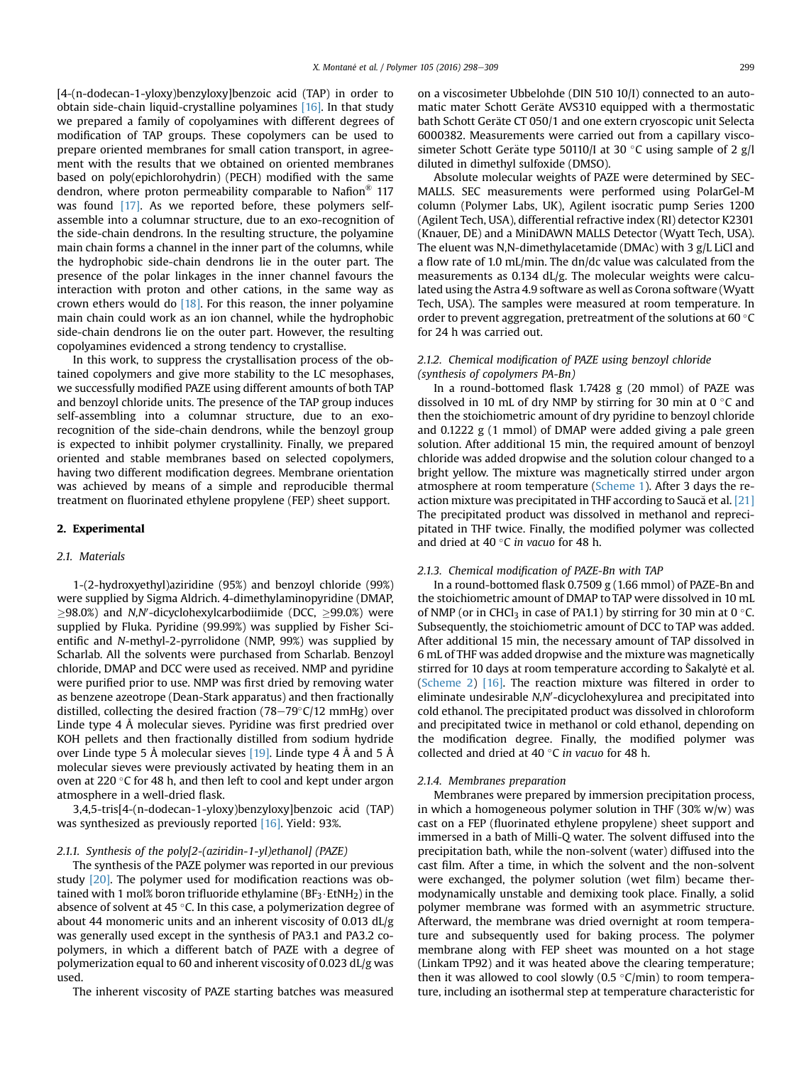[4-(n-dodecan-1-yloxy)benzyloxy]benzoic acid (TAP) in order to obtain side-chain liquid-crystalline polyamines [16]. In that study we prepared a family of copolyamines with different degrees of modification of TAP groups. These copolymers can be used to prepare oriented membranes for small cation transport, in agreement with the results that we obtained on oriented membranes based on poly(epichlorohydrin) (PECH) modified with the same dendron, where proton permeability comparable to Nafion® 117 was found [17]. As we reported before, these polymers self-assemble into a columnar structure, due to an exo-recognition of the side-chain dendrons. In the resulting structure, the polyamine main chain forms a channel in the inner part of the columns, while the hydrophobic side-chain dendrons lie in the outer part. The presence of the polar linkages in the inner channel favours the interaction with proton and other cations, in the same way as crown ethers would do [18]. For this reason, the inner polyamine main chain could work as an ion channel, while the hydrophobic side-chain dendrons lie on the outer part. However, the resulting copolyamines evidenced a strong tendency to crystallise.

In this work, to suppress the crystallisation process of the obtained copolymers and give more stability to the LC mesophases, we successfully modified PAZE using different amounts of both TAP and benzoyl chloride units. The presence of the TAP group induces self-assembling into a columnar structure, due to an exo-recognition of the side-chain dendrons, while the benzoyl group is expected to inhibit polymer crystallinity. Finally, we prepared oriented and stable membranes based on selected copolymers, having two different modification degrees. Membrane orientation was achieved by means of a simple and reproducible thermal treatment on fluorinated ethylene propylene (FEP) sheet support.

## 2. Experimental

### 2.1. Materials

1-(2-hydroxyethyl)aziridine (95%) and benzoyl chloride (99%) were supplied by Sigma Aldrich. 4-dimethylaminopyridine (DMAP, ≥98.0%) and *N,N′*-dicyclohexylcarbodiimide (DCC, ≥99.0%) were supplied by Fluka. Pyridine (99.99%) was supplied by Fisher Scientific and *N*-methyl-2-pyrrolidone (NMP, 99%) was supplied by Scharlab. All the solvents were purchased from Scharlab. Benzoyl chloride, DMAP and DCC were used as received. NMP and pyridine were purified prior to use. NMP was first dried by removing water as benzene azeotrope (Dean-Stark apparatus) and then fractionally distilled, collecting the desired fraction (78–79°C/12 mmHg) over Linde type 4 Å molecular sieves. Pyridine was first predried over KOH pellets and then fractionally distilled from sodium hydride over Linde type 5 Å molecular sieves [19]. Linde type 4 Å and 5 Å molecular sieves were previously activated by heating them in an oven at 220 °C for 48 h, and then left to cool and kept under argon atmosphere in a well-dried flask.

3,4,5-tris[4-(n-dodecan-1-yloxy)benzyloxy]benzoic acid (TAP) was synthesized as previously reported [16]. Yield: 93%.

#### 2.1.1. Synthesis of the poly[2-(aziridin-1-yl)ethanol] (PAZE)

The synthesis of the PAZE polymer was reported in our previous study [20]. The polymer used for modification reactions was obtained with 1 mol% boron trifluoride ethylamine ($BF_3 \cdot EtNH_2$) in the absence of solvent at 45 °C. In this case, a polymerization degree of about 44 monomeric units and an inherent viscosity of 0.013 dL/g was generally used except in the synthesis of PA3.1 and PA3.2 copolymers, in which a different batch of PAZE with a degree of polymerization equal to 60 and inherent viscosity of 0.023 dL/g was used.

The inherent viscosity of PAZE starting batches was measured on a viscosimeter Ubbelohde (DIN 510 10/I) connected to an automatic mater Schott Geräte AVS310 equipped with a thermostatic bath Schott Geräte CT 050/1 and one extern cryoscopic unit Selecta 6000382. Measurements were carried out from a capillary viscosimeter Schott Geräte type 50110/I at 30 °C using sample of 2 g/l diluted in dimethyl sulfoxide (DMSO).

Absolute molecular weights of PAZE were determined by SEC-MALLS. SEC measurements were performed using PolarGel-M column (Polymer Labs, UK), Agilent isocratic pump Series 1200 (Agilent Tech, USA), differential refractive index (RI) detector K2301 (Knauer, DE) and a MiniDAWN MALLS Detector (Wyatt Tech, USA). The eluent was N,N-dimethylacetamide (DMAc) with 3 g/L LiCl and a flow rate of 1.0 mL/min. The dn/dc value was calculated from the measurements as 0.134 dL/g. The molecular weights were calculated using the Astra 4.9 software as well as Corona software (Wyatt Tech, USA). The samples were measured at room temperature. In order to prevent aggregation, pretreatment of the solutions at 60 °C for 24 h was carried out.

#### 2.1.2. Chemical modification of PAZE using benzoyl chloride (synthesis of copolymers PA-Bn)

In a round-bottomed flask 1.7428 g (20 mmol) of PAZE was dissolved in 10 mL of dry NMP by stirring for 30 min at 0 °C and then the stoichiometric amount of dry pyridine to benzoyl chloride and 0.1222 g (1 mmol) of DMAP were added giving a pale green solution. After additional 15 min, the required amount of benzoyl chloride was added dropwise and the solution colour changed to a bright yellow. The mixture was magnetically stirred under argon atmosphere at room temperature (Scheme 1). After 3 days the reaction mixture was precipitated in THF according to Saucă et al. [21] The precipitated product was dissolved in methanol and reprecipitated in THF twice. Finally, the modified polymer was collected and dried at 40 °C *in vacuo* for 48 h.

#### 2.1.3. Chemical modification of PAZE-Bn with TAP

In a round-bottomed flask 0.7509 g (1.66 mmol) of PAZE-Bn and the stoichiometric amount of DMAP to TAP were dissolved in 10 mL of NMP (or in $CHCl_3$ in case of PA1.1) by stirring for 30 min at 0 °C. Subsequently, the stoichiometric amount of DCC to TAP was added. After additional 15 min, the necessary amount of TAP dissolved in 6 mL of THF was added dropwise and the mixture was magnetically stirred for 10 days at room temperature according to Šakalytė et al. (Scheme 2) [16]. The reaction mixture was filtered in order to eliminate undesirable *N,N′*-dicyclohexylurea and precipitated into cold ethanol. The precipitated product was dissolved in chloroform and precipitated twice in methanol or cold ethanol, depending on the modification degree. Finally, the modified polymer was collected and dried at 40 °C *in vacuo* for 48 h.

#### 2.1.4. Membranes preparation

Membranes were prepared by immersion precipitation process, in which a homogeneous polymer solution in THF (30% w/w) was cast on a FEP (fluorinated ethylene propylene) sheet support and immersed in a bath of Milli-Q water. The solvent diffused into the precipitation bath, while the non-solvent (water) diffused into the cast film. After a time, in which the solvent and the non-solvent were exchanged, the polymer solution (wet film) became thermodynamically unstable and demixing took place. Finally, a solid polymer membrane was formed with an asymmetric structure. Afterward, the membrane was dried overnight at room temperature and subsequently used for baking process. The polymer membrane along with FEP sheet was mounted on a hot stage (Linkam TP92) and it was heated above the clearing temperature; then it was allowed to cool slowly (0.5 °C/min) to room temperature, including an isothermal step at temperature characteristic for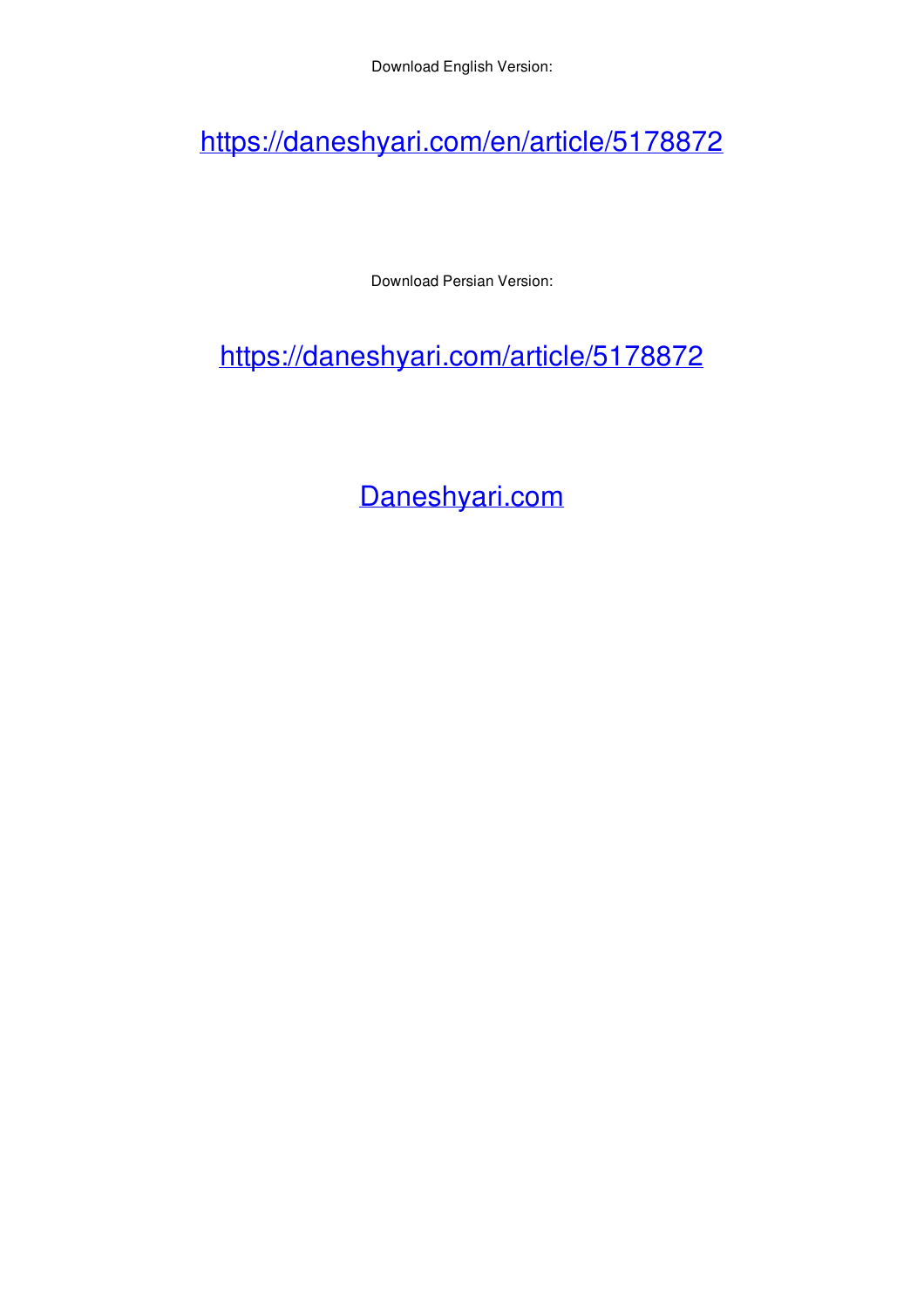Download English Version:

https://daneshyari.com/en/article/5178872

Download Persian Version:

https://daneshyari.com/article/5178872

Daneshyari.com